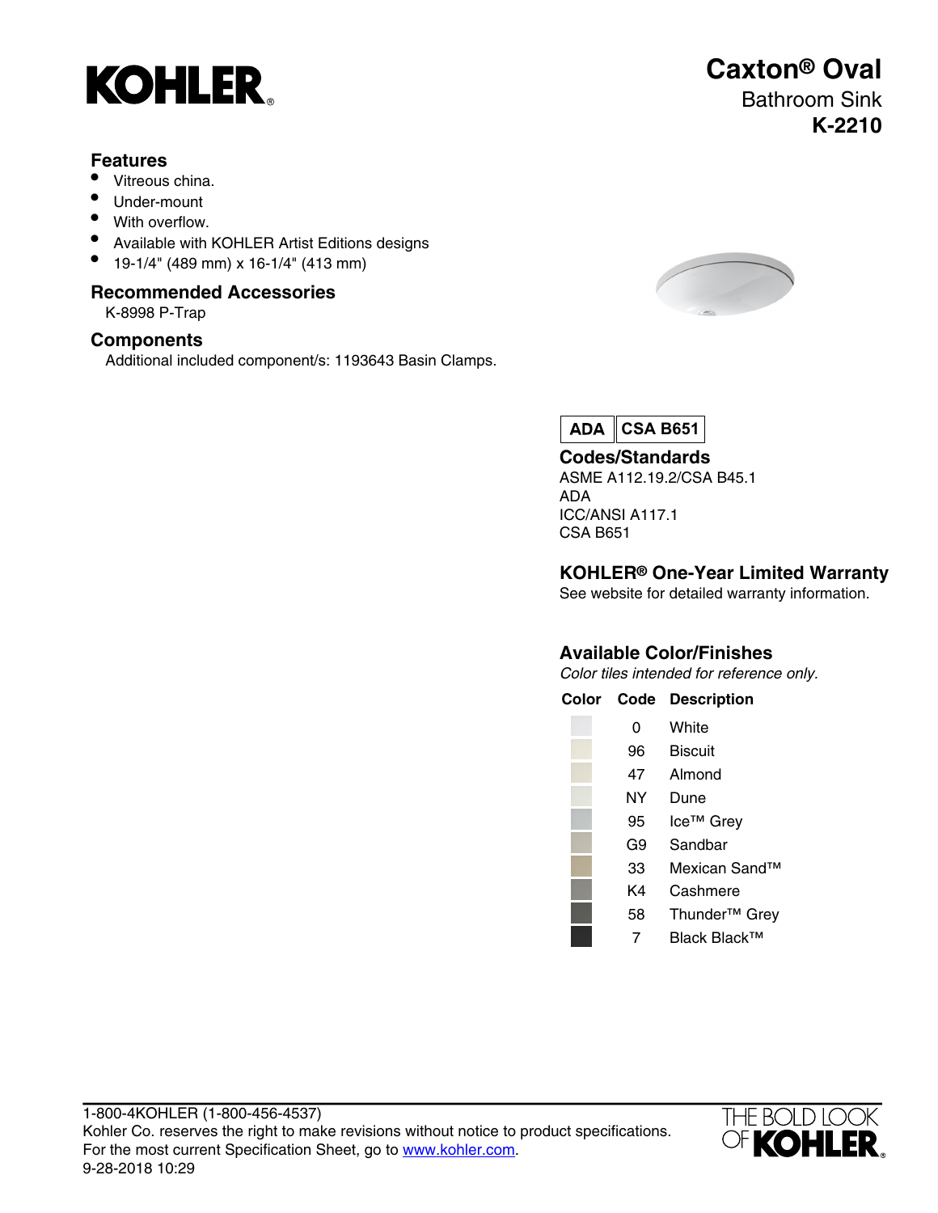KOHLER

# Caxton® Oval

Bathroom Sink

**K-2210**

## Features

- Vitreous china.
- Under-mount
- With overflow.
- Available with KOHLER Artist Editions designs
- 19-1/4" (489 mm) x 16-1/4" (413 mm)

## Recommended Accessories

K-8998 P-Trap

## Components

Additional included component/s: 1193643 Basin Clamps.

**ADA** | **CSA B651**

## Codes/Standards

ASME A112.19.2/CSA B45.1
ADA
ICC/ANSI A117.1
CSA B651

## KOHLER® One-Year Limited Warranty

See website for detailed warranty information.

## Available Color/Finishes

*Color tiles intended for reference only.*

| Color | Code | Description |
| --- | --- | --- |
| | 0 | White |
| | 96 | Biscuit |
| | 47 | Almond |
| | NY | Dune |
| | 95 | Ice™ Grey |
| | G9 | Sandbar |
| | 33 | Mexican Sand™ |
| | K4 | Cashmere |
| | 58 | Thunder™ Grey |
| | 7 | Black Black™ |

1-800-4KOHLER (1-800-456-4537)
Kohler Co. reserves the right to make revisions without notice to product specifications.
For the most current Specification Sheet, go to www.kohler.com.
9-28-2018 10:29

THE BOLD LOOK OF KOHLER.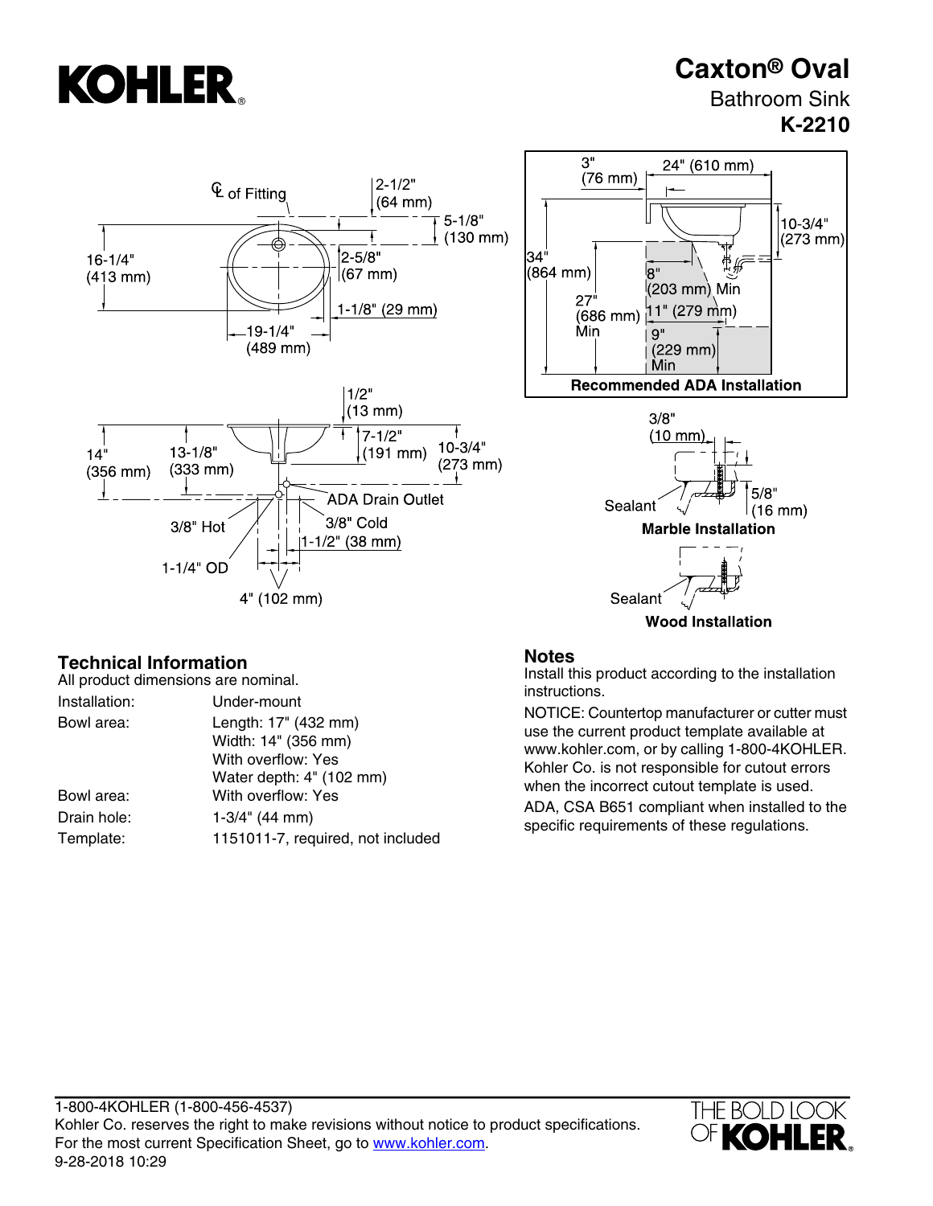# KOHLER

**Caxton® Oval**
Bathroom Sink
**K-2210**

℄ of Fitting
2-1/2" (64 mm)
5-1/8" (130 mm)
16-1/4" (413 mm)
2-5/8" (67 mm)
1-1/8" (29 mm)
19-1/4" (489 mm)

1/2" (13 mm)
14" (356 mm)
13-1/8" (333 mm)
7-1/2" (191 mm)
10-3/4" (273 mm)
ADA Drain Outlet
3/8" Hot
3/8" Cold
1-1/2" (38 mm)
1-1/4" OD
4" (102 mm)

3" (76 mm)
24" (610 mm)
10-3/4" (273 mm)
34" (864 mm)
27" (686 mm) Min
8" (203 mm) Min
11" (279 mm)
9" (229 mm) Min
**Recommended ADA Installation**

3/8" (10 mm)
Sealant
5/8" (16 mm)
**Marble Installation**

Sealant
**Wood Installation**

## Technical Information

All product dimensions are nominal.

| | |
|---|---|
| Installation: | Under-mount |
| Bowl area: | Length: 17" (432 mm)<br>Width: 14" (356 mm)<br>With overflow: Yes<br>Water depth: 4" (102 mm) |
| Bowl area: | With overflow: Yes |
| Drain hole: | 1-3/4" (44 mm) |
| Template: | 1151011-7, required, not included |

## Notes

Install this product according to the installation instructions.

NOTICE: Countertop manufacturer or cutter must use the current product template available at www.kohler.com, or by calling 1-800-4KOHLER. Kohler Co. is not responsible for cutout errors when the incorrect cutout template is used.

ADA, CSA B651 compliant when installed to the specific requirements of these regulations.

1-800-4KOHLER (1-800-456-4537)
Kohler Co. reserves the right to make revisions without notice to product specifications.
For the most current Specification Sheet, go to www.kohler.com.
9-28-2018 10:29

THE BOLD LOOK OF KOHLER®